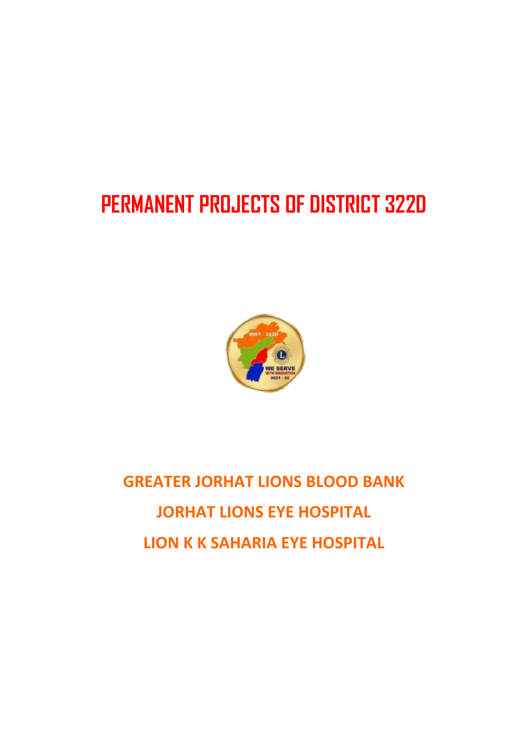# PERMANENT PROJECTS OF DISTRICT 322D

## GREATER JORHAT LIONS BLOOD BANK

## JORHAT LIONS EYE HOSPITAL

## LION K K SAHARIA EYE HOSPITAL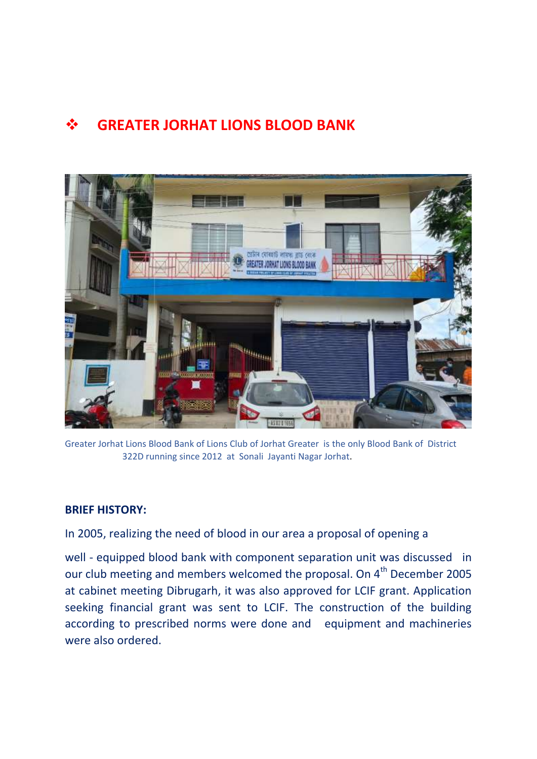## ❖ GREATER JORHAT LIONS BLOOD BANK

Greater Jorhat Lions Blood Bank of Lions Club of Jorhat Greater is the only Blood Bank of District 322D running since 2012 at Sonali Jayanti Nagar Jorhat.

**BRIEF HISTORY:**

In 2005, realizing the need of blood in our area a proposal of opening a

well - equipped blood bank with component separation unit was discussed in our club meeting and members welcomed the proposal. On 4th December 2005 at cabinet meeting Dibrugarh, it was also approved for LCIF grant. Application seeking financial grant was sent to LCIF. The construction of the building according to prescribed norms were done and equipment and machineries were also ordered.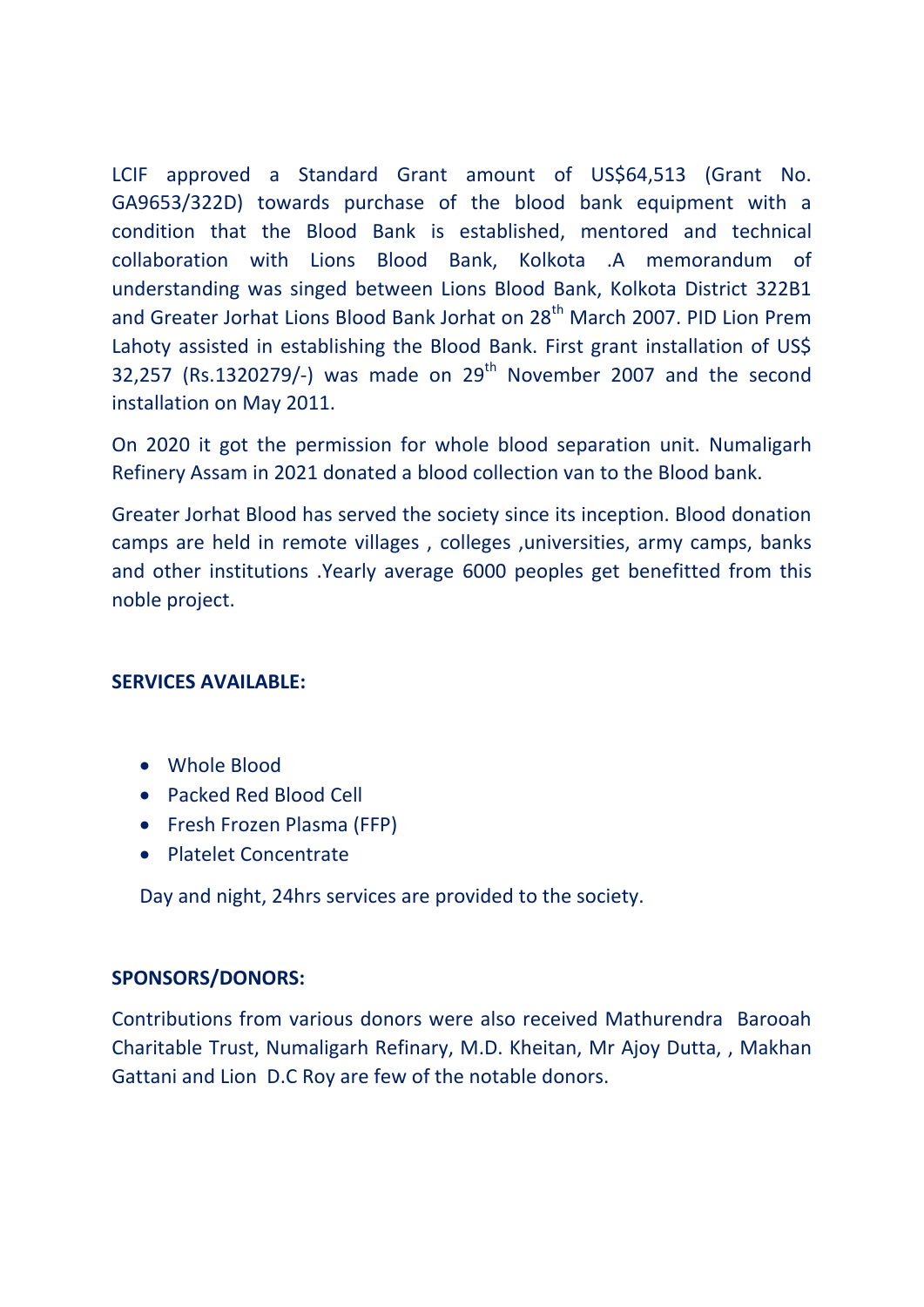LCIF approved a Standard Grant amount of US$64,513 (Grant No. GA9653/322D) towards purchase of the blood bank equipment with a condition that the Blood Bank is established, mentored and technical collaboration with Lions Blood Bank, Kolkota .A memorandum of understanding was singed between Lions Blood Bank, Kolkota District 322B1 and Greater Jorhat Lions Blood Bank Jorhat on 28th March 2007. PID Lion Prem Lahoty assisted in establishing the Blood Bank. First grant installation of US$ 32,257 (Rs.1320279/-) was made on 29th November 2007 and the second installation on May 2011.

On 2020 it got the permission for whole blood separation unit. Numaligarh Refinery Assam in 2021 donated a blood collection van to the Blood bank.

Greater Jorhat Blood has served the society since its inception. Blood donation camps are held in remote villages , colleges ,universities, army camps, banks and other institutions .Yearly average 6000 peoples get benefitted from this noble project.

**SERVICES AVAILABLE:**

- Whole Blood
- Packed Red Blood Cell
- Fresh Frozen Plasma (FFP)
- Platelet Concentrate

Day and night, 24hrs services are provided to the society.

**SPONSORS/DONORS:**

Contributions from various donors were also received Mathurendra Barooah Charitable Trust, Numaligarh Refinary, M.D. Kheitan, Mr Ajoy Dutta, , Makhan Gattani and Lion D.C Roy are few of the notable donors.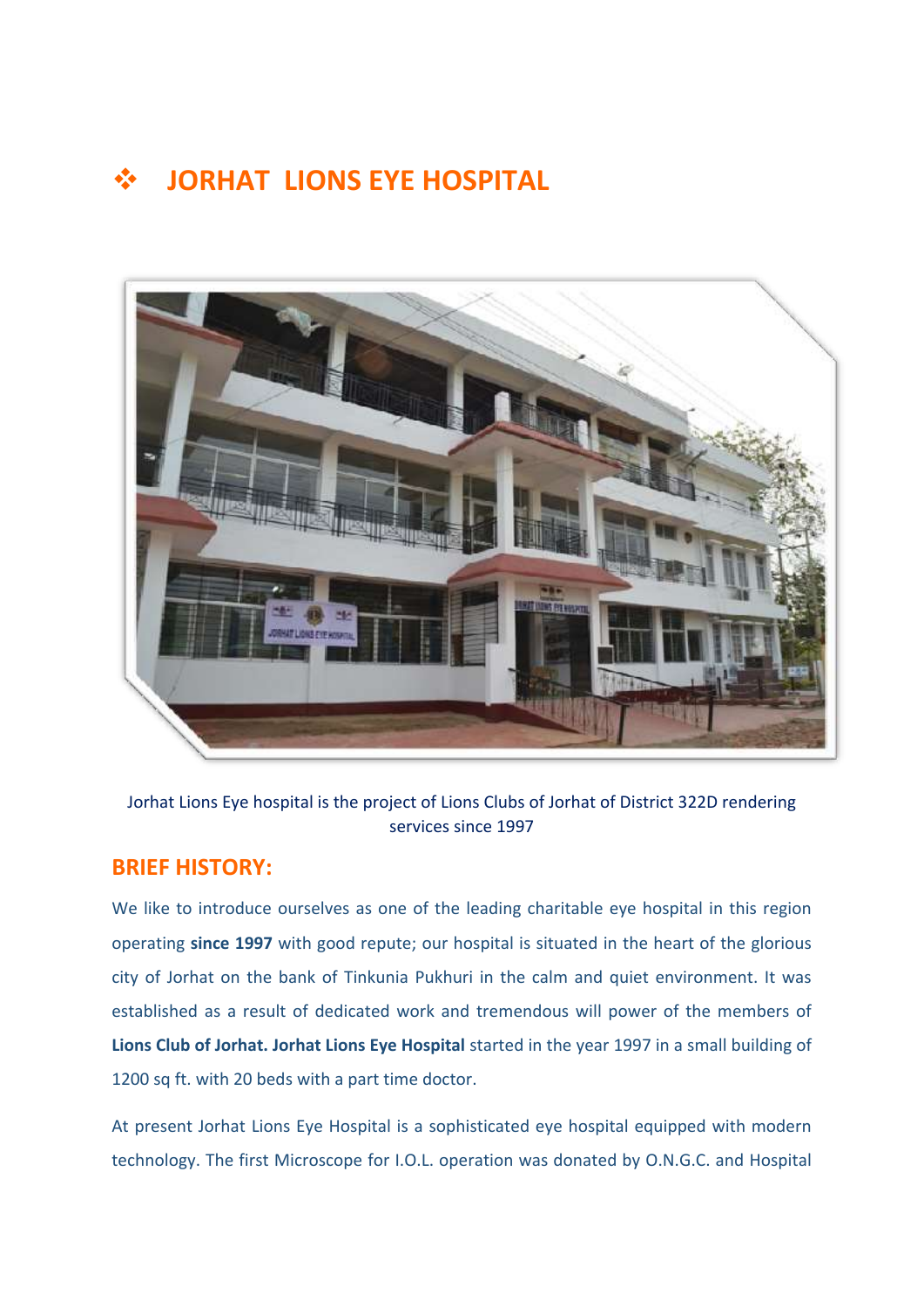# ❖ JORHAT LIONS EYE HOSPITAL

Jorhat Lions Eye hospital is the project of Lions Clubs of Jorhat of District 322D rendering services since 1997

## BRIEF HISTORY:

We like to introduce ourselves as one of the leading charitable eye hospital in this region operating **since 1997** with good repute; our hospital is situated in the heart of the glorious city of Jorhat on the bank of Tinkunia Pukhuri in the calm and quiet environment. It was established as a result of dedicated work and tremendous will power of the members of **Lions Club of Jorhat. Jorhat Lions Eye Hospital** started in the year 1997 in a small building of 1200 sq ft. with 20 beds with a part time doctor.

At present Jorhat Lions Eye Hospital is a sophisticated eye hospital equipped with modern technology. The first Microscope for I.O.L. operation was donated by O.N.G.C. and Hospital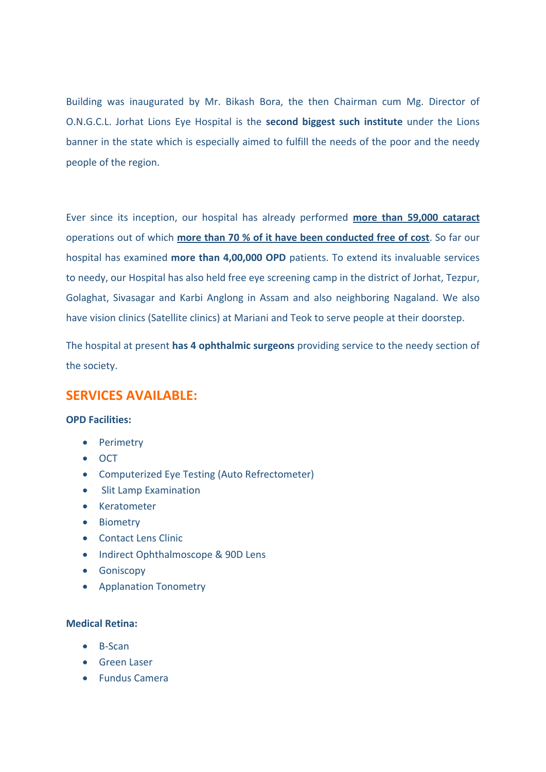Building was inaugurated by Mr. Bikash Bora, the then Chairman cum Mg. Director of O.N.G.C.L. Jorhat Lions Eye Hospital is the **second biggest such institute** under the Lions banner in the state which is especially aimed to fulfill the needs of the poor and the needy people of the region.

Ever since its inception, our hospital has already performed **more than 59,000 cataract** operations out of which **more than 70 % of it have been conducted free of cost**. So far our hospital has examined **more than 4,00,000 OPD** patients. To extend its invaluable services to needy, our Hospital has also held free eye screening camp in the district of Jorhat, Tezpur, Golaghat, Sivasagar and Karbi Anglong in Assam and also neighboring Nagaland. We also have vision clinics (Satellite clinics) at Mariani and Teok to serve people at their doorstep.

The hospital at present **has 4 ophthalmic surgeons** providing service to the needy section of the society.

## SERVICES AVAILABLE:

**OPD Facilities:**

- Perimetry
- OCT
- Computerized Eye Testing (Auto Refrectometer)
- Slit Lamp Examination
- Keratometer
- Biometry
- Contact Lens Clinic
- Indirect Ophthalmoscope & 90D Lens
- Goniscopy
- Applanation Tonometry

**Medical Retina:**

- B-Scan
- Green Laser
- Fundus Camera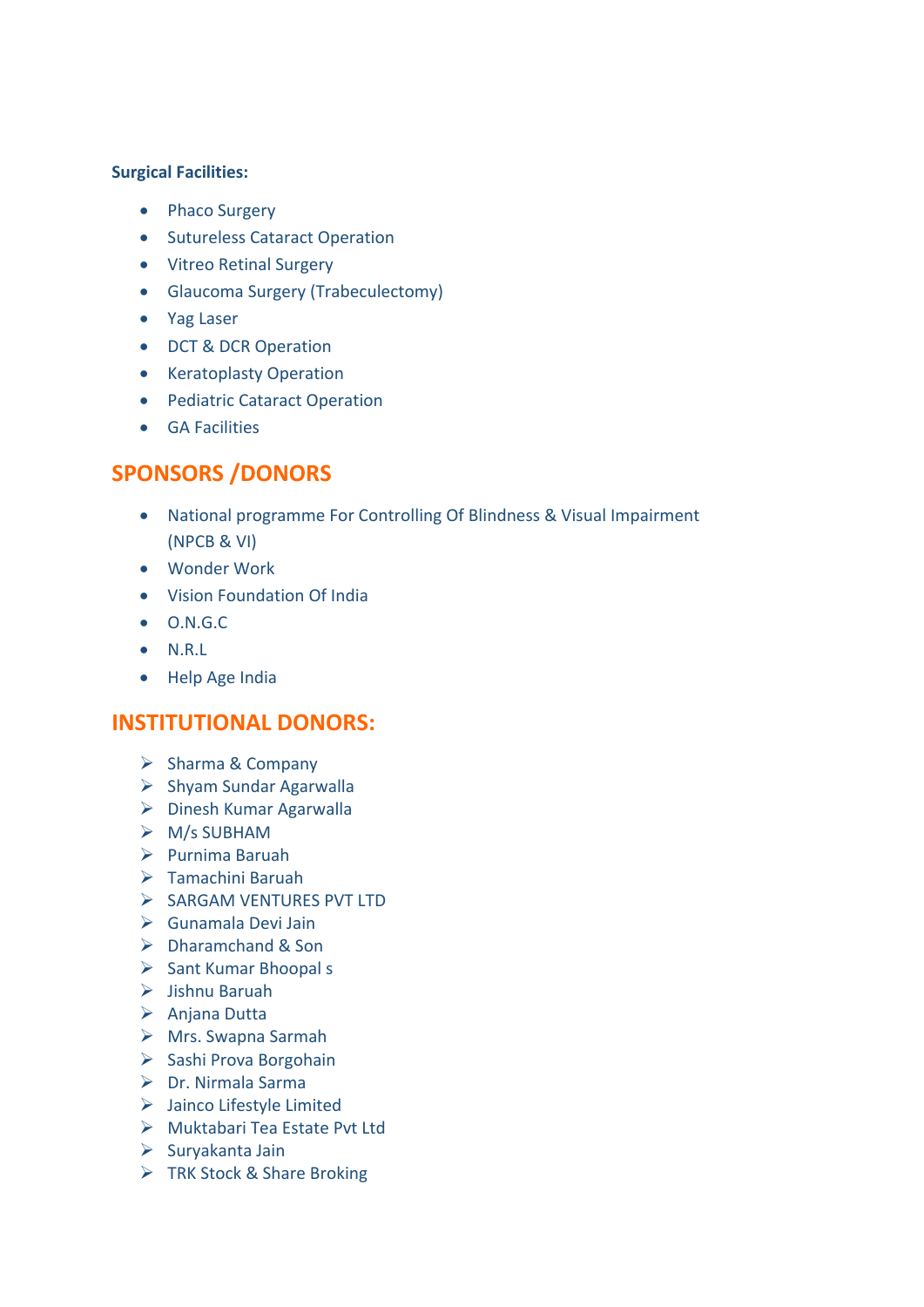**Surgical Facilities:**

- Phaco Surgery
- Sutureless Cataract Operation
- Vitreo Retinal Surgery
- Glaucoma Surgery (Trabeculectomy)
- Yag Laser
- DCT & DCR Operation
- Keratoplasty Operation
- Pediatric Cataract Operation
- GA Facilities

## SPONSORS /DONORS

- National programme For Controlling Of Blindness & Visual Impairment (NPCB & VI)
- Wonder Work
- Vision Foundation Of India
- O.N.G.C
- N.R.L
- Help Age India

## INSTITUTIONAL DONORS:

- Sharma & Company
- Shyam Sundar Agarwalla
- Dinesh Kumar Agarwalla
- M/s SUBHAM
- Purnima Baruah
- Tamachini Baruah
- SARGAM VENTURES PVT LTD
- Gunamala Devi Jain
- Dharamchand & Son
- Sant Kumar Bhoopal s
- Jishnu Baruah
- Anjana Dutta
- Mrs. Swapna Sarmah
- Sashi Prova Borgohain
- Dr. Nirmala Sarma
- Jainco Lifestyle Limited
- Muktabari Tea Estate Pvt Ltd
- Suryakanta Jain
- TRK Stock & Share Broking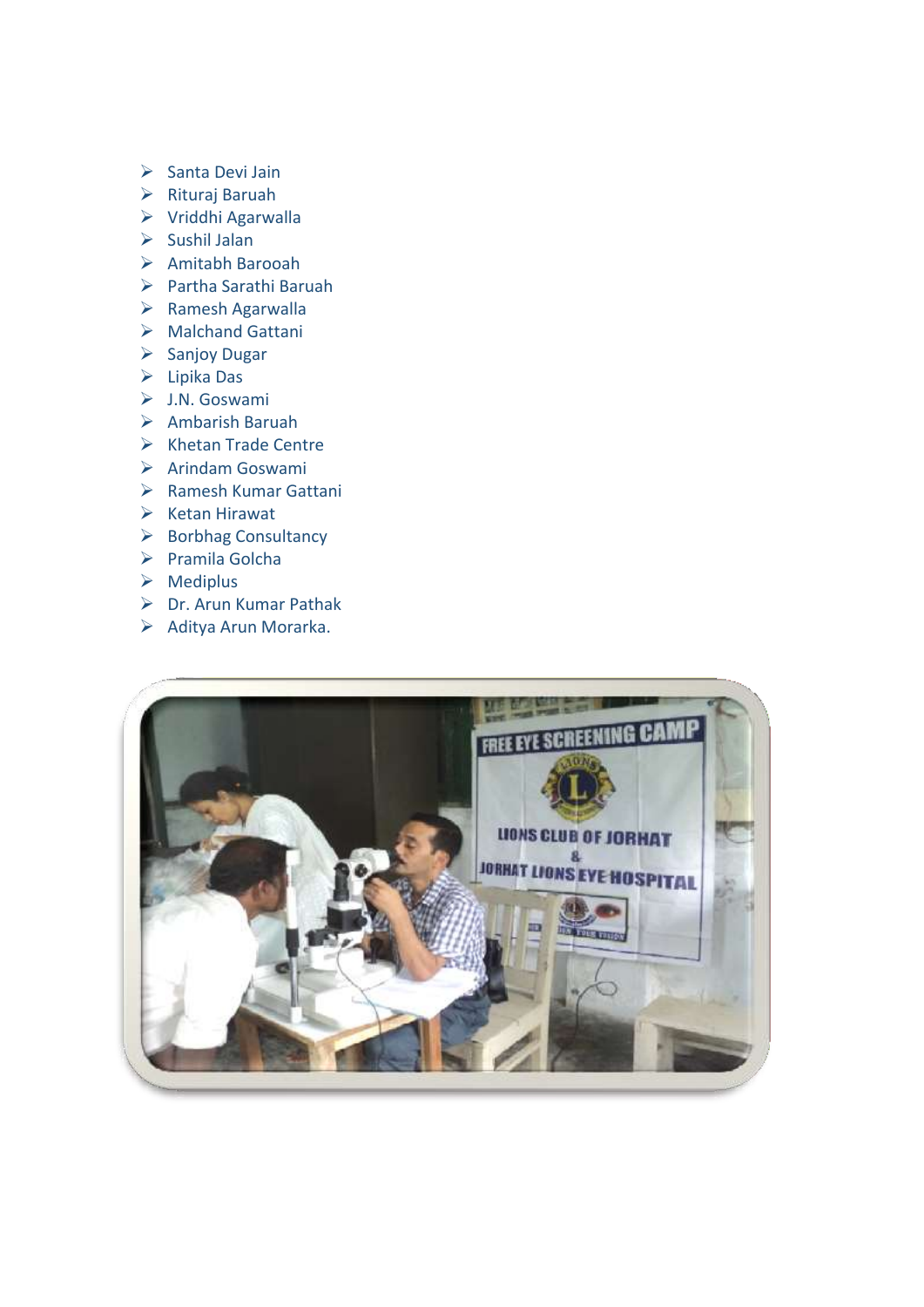- Santa Devi Jain
- Rituraj Baruah
- Vriddhi Agarwalla
- Sushil Jalan
- Amitabh Barooah
- Partha Sarathi Baruah
- Ramesh Agarwalla
- Malchand Gattani
- Sanjoy Dugar
- Lipika Das
- J.N. Goswami
- Ambarish Baruah
- Khetan Trade Centre
- Arindam Goswami
- Ramesh Kumar Gattani
- Ketan Hirawat
- Borbhag Consultancy
- Pramila Golcha
- Mediplus
- Dr. Arun Kumar Pathak
- Aditya Arun Morarka.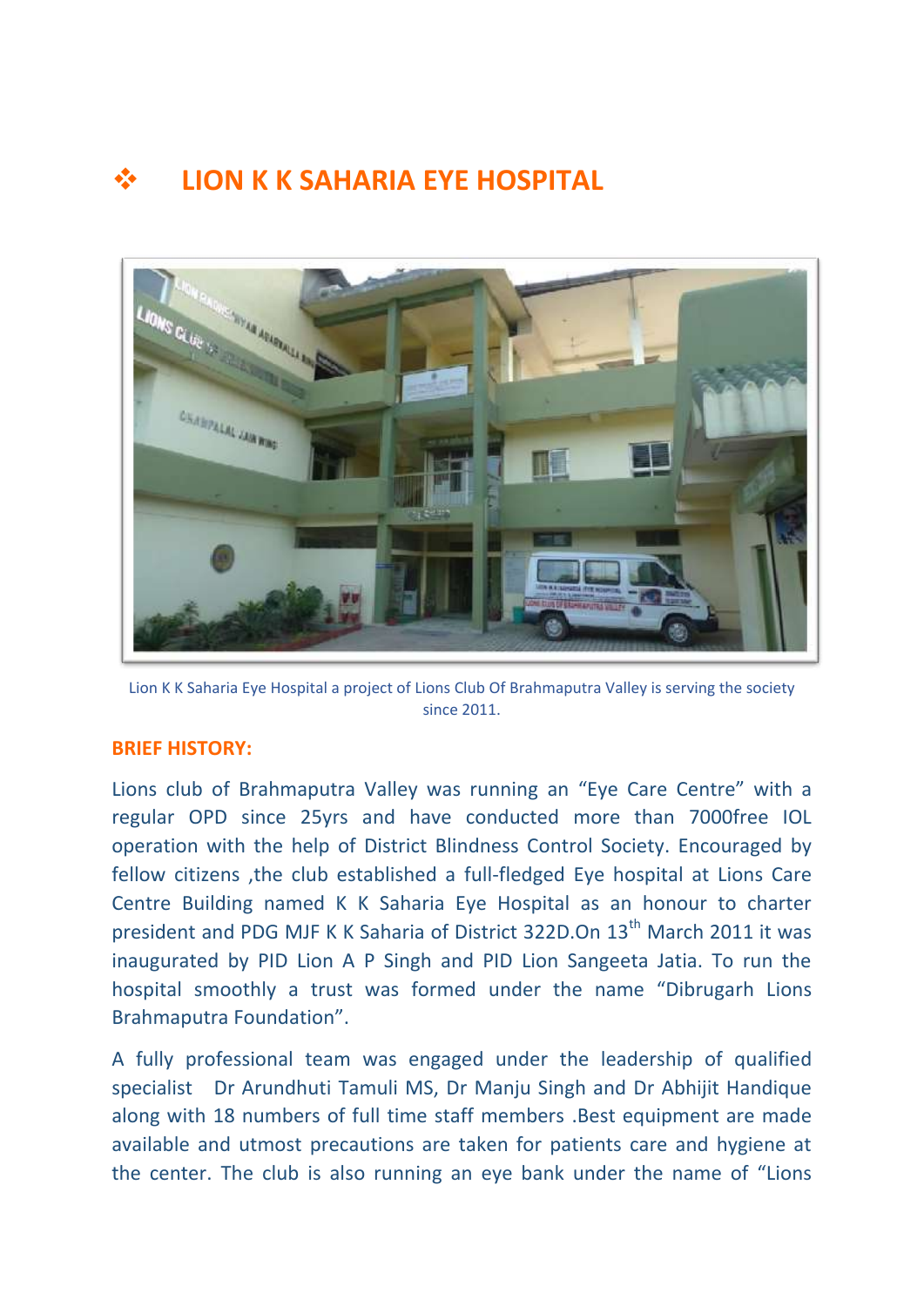## ❖ LION K K SAHARIA EYE HOSPITAL

Lion K K Saharia Eye Hospital a project of Lions Club Of Brahmaputra Valley is serving the society since 2011.

**BRIEF HISTORY:**

Lions club of Brahmaputra Valley was running an "Eye Care Centre" with a regular OPD since 25yrs and have conducted more than 7000free IOL operation with the help of District Blindness Control Society. Encouraged by fellow citizens ,the club established a full-fledged Eye hospital at Lions Care Centre Building named K K Saharia Eye Hospital as an honour to charter president and PDG MJF K K Saharia of District 322D.On 13th March 2011 it was inaugurated by PID Lion A P Singh and PID Lion Sangeeta Jatia. To run the hospital smoothly a trust was formed under the name "Dibrugarh Lions Brahmaputra Foundation".

A fully professional team was engaged under the leadership of qualified specialist Dr Arundhuti Tamuli MS, Dr Manju Singh and Dr Abhijit Handique along with 18 numbers of full time staff members .Best equipment are made available and utmost precautions are taken for patients care and hygiene at the center. The club is also running an eye bank under the name of "Lions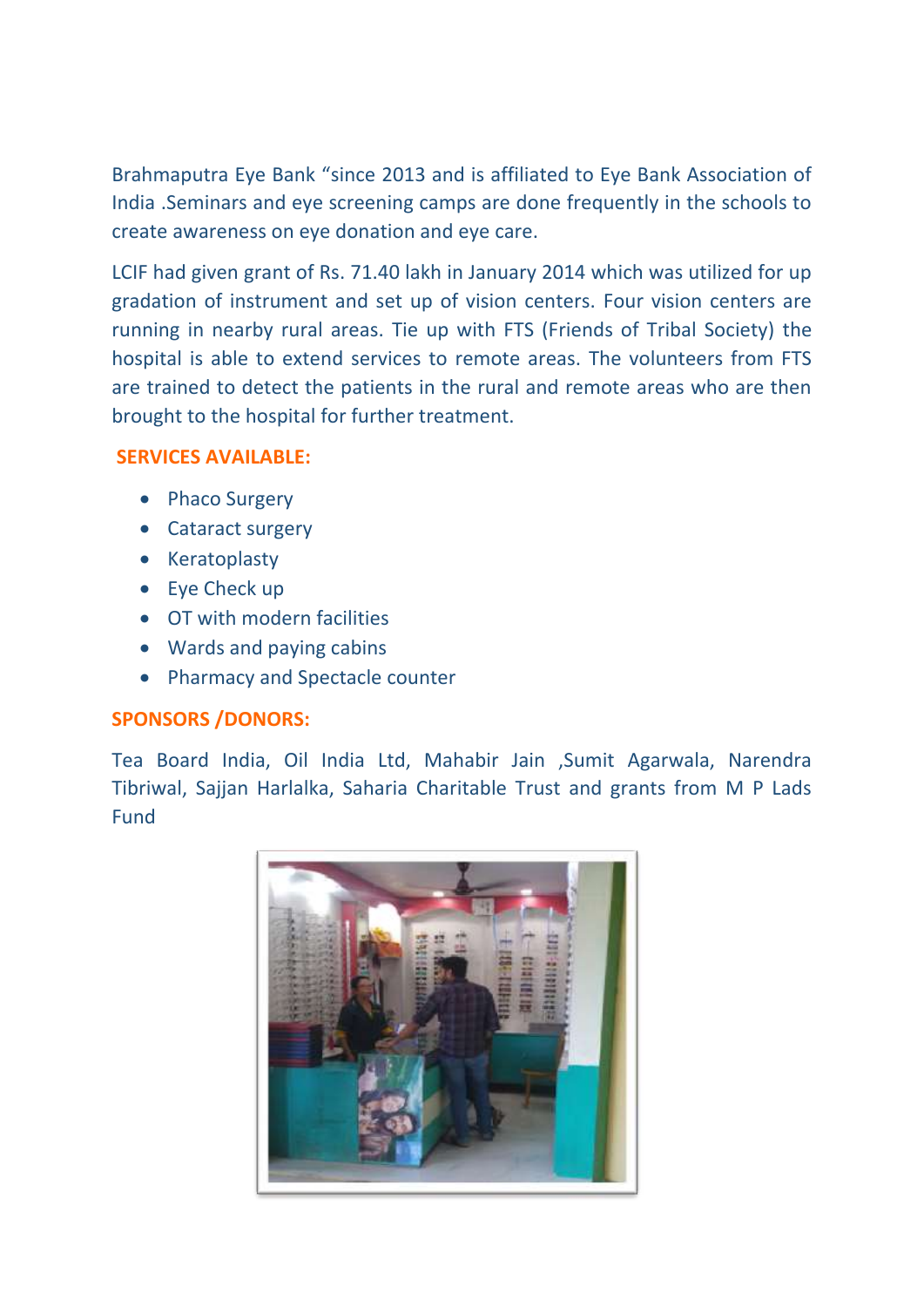Brahmaputra Eye Bank "since 2013 and is affiliated to Eye Bank Association of India .Seminars and eye screening camps are done frequently in the schools to create awareness on eye donation and eye care.

LCIF had given grant of Rs. 71.40 lakh in January 2014 which was utilized for up gradation of instrument and set up of vision centers. Four vision centers are running in nearby rural areas. Tie up with FTS (Friends of Tribal Society) the hospital is able to extend services to remote areas. The volunteers from FTS are trained to detect the patients in the rural and remote areas who are then brought to the hospital for further treatment.

**SERVICES AVAILABLE:**

- Phaco Surgery
- Cataract surgery
- Keratoplasty
- Eye Check up
- OT with modern facilities
- Wards and paying cabins
- Pharmacy and Spectacle counter

**SPONSORS /DONORS:**

Tea Board India, Oil India Ltd, Mahabir Jain ,Sumit Agarwala, Narendra Tibriwal, Sajjan Harlalka, Saharia Charitable Trust and grants from M P Lads Fund